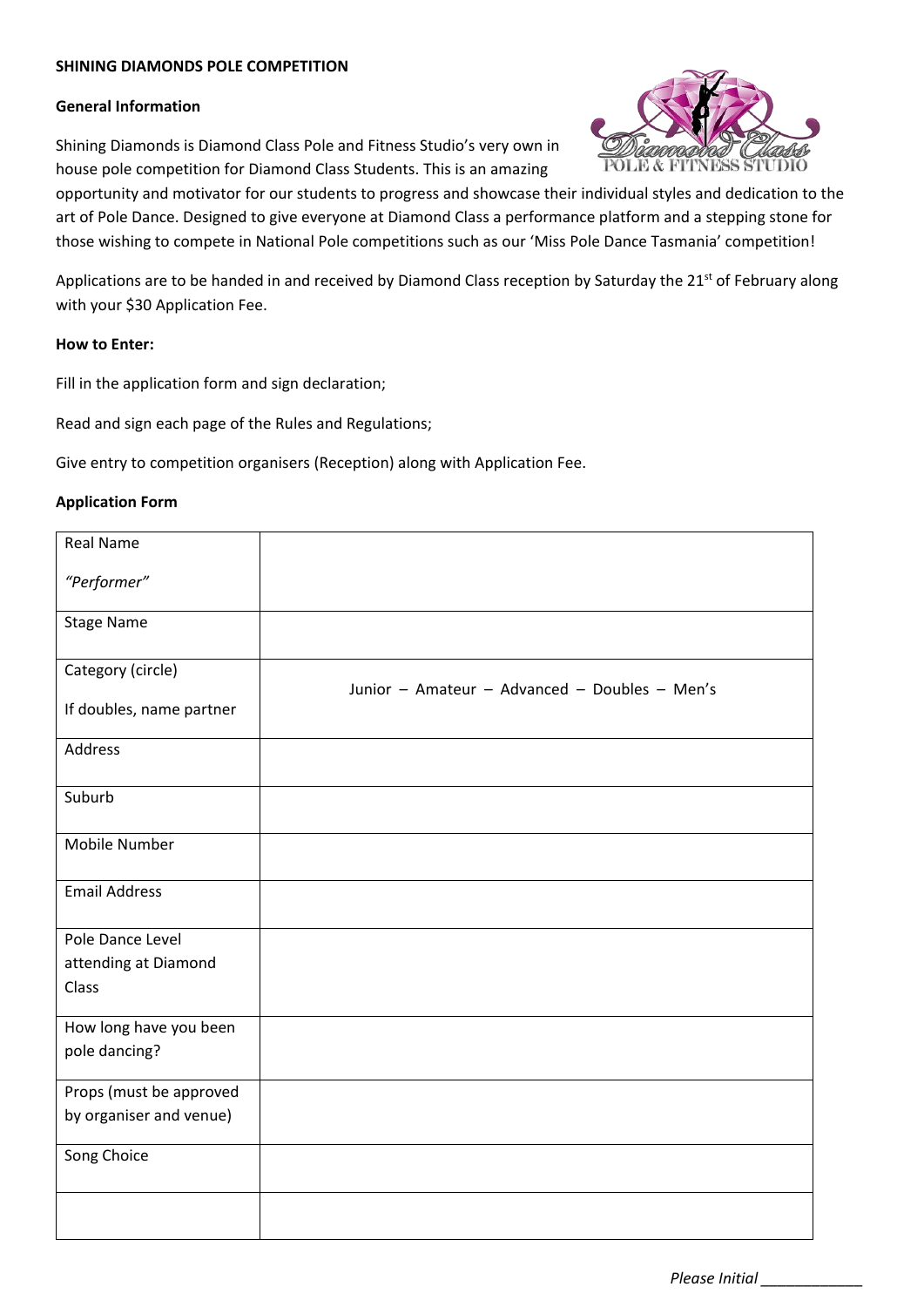**SHINING DIAMONDS POLE COMPETITION**

**General Information**

Shining Diamonds is Diamond Class Pole and Fitness Studio's very own in house pole competition for Diamond Class Students. This is an amazing opportunity and motivator for our students to progress and showcase their individual styles and dedication to the art of Pole Dance. Designed to give everyone at Diamond Class a performance platform and a stepping stone for those wishing to compete in National Pole competitions such as our 'Miss Pole Dance Tasmania' competition!

Applications are to be handed in and received by Diamond Class reception by Saturday the 21st of February along with your $30 Application Fee.

**How to Enter:**

Fill in the application form and sign declaration;

Read and sign each page of the Rules and Regulations;

Give entry to competition organisers (Reception) along with Application Fee.

**Application Form**

| | |
|---|---|
| Real Name<br>*"Performer"* | |
| Stage Name | |
| Category (circle)<br>If doubles, name partner | Junior – Amateur – Advanced – Doubles – Men's |
| Address | |
| Suburb | |
| Mobile Number | |
| Email Address | |
| Pole Dance Level attending at Diamond Class | |
| How long have you been pole dancing? | |
| Props (must be approved by organiser and venue) | |
| Song Choice | |
| | |

*Please Initial* ____________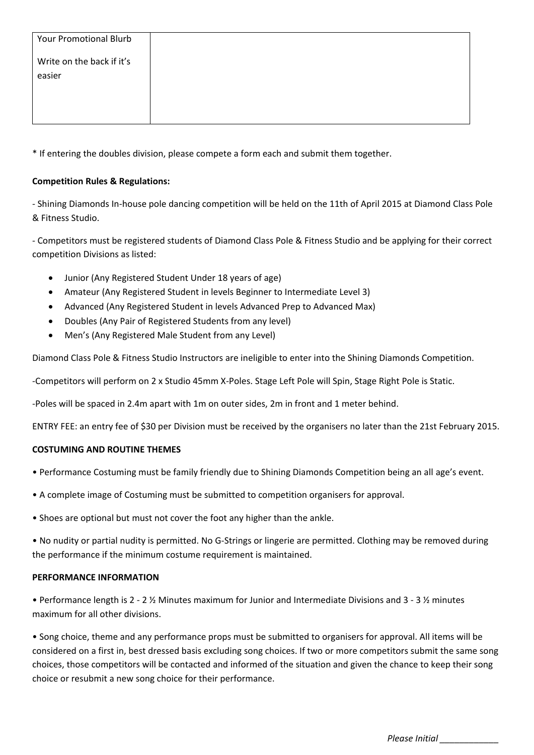| Your Promotional Blurb<br><br>Write on the back if it's easier | |
|---|---|

* If entering the doubles division, please compete a form each and submit them together.

**Competition Rules & Regulations:**

- Shining Diamonds In-house pole dancing competition will be held on the 11th of April 2015 at Diamond Class Pole & Fitness Studio.

- Competitors must be registered students of Diamond Class Pole & Fitness Studio and be applying for their correct competition Divisions as listed:

- Junior (Any Registered Student Under 18 years of age)
- Amateur (Any Registered Student in levels Beginner to Intermediate Level 3)
- Advanced (Any Registered Student in levels Advanced Prep to Advanced Max)
- Doubles (Any Pair of Registered Students from any level)
- Men's (Any Registered Male Student from any Level)

Diamond Class Pole & Fitness Studio Instructors are ineligible to enter into the Shining Diamonds Competition.

-Competitors will perform on 2 x Studio 45mm X-Poles. Stage Left Pole will Spin, Stage Right Pole is Static.

-Poles will be spaced in 2.4m apart with 1m on outer sides, 2m in front and 1 meter behind.

ENTRY FEE: an entry fee of $30 per Division must be received by the organisers no later than the 21st February 2015.

**COSTUMING AND ROUTINE THEMES**

• Performance Costuming must be family friendly due to Shining Diamonds Competition being an all age's event.

• A complete image of Costuming must be submitted to competition organisers for approval.

• Shoes are optional but must not cover the foot any higher than the ankle.

• No nudity or partial nudity is permitted. No G-Strings or lingerie are permitted. Clothing may be removed during the performance if the minimum costume requirement is maintained.

**PERFORMANCE INFORMATION**

• Performance length is 2 - 2 ½ Minutes maximum for Junior and Intermediate Divisions and 3 - 3 ½ minutes maximum for all other divisions.

• Song choice, theme and any performance props must be submitted to organisers for approval. All items will be considered on a first in, best dressed basis excluding song choices. If two or more competitors submit the same song choices, those competitors will be contacted and informed of the situation and given the chance to keep their song choice or resubmit a new song choice for their performance.

*Please Initial* ____________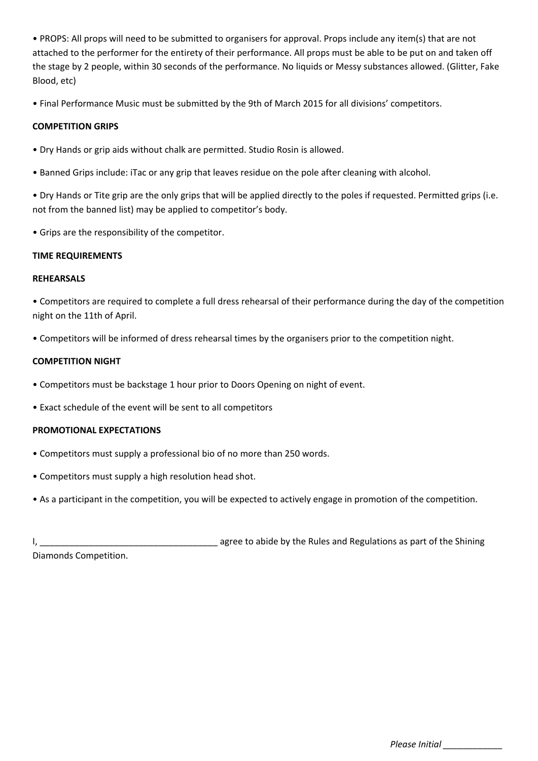- PROPS: All props will need to be submitted to organisers for approval. Props include any item(s) that are not attached to the performer for the entirety of their performance. All props must be able to be put on and taken off the stage by 2 people, within 30 seconds of the performance. No liquids or Messy substances allowed. (Glitter, Fake Blood, etc)
- Final Performance Music must be submitted by the 9th of March 2015 for all divisions' competitors.

**COMPETITION GRIPS**

- Dry Hands or grip aids without chalk are permitted. Studio Rosin is allowed.
- Banned Grips include: iTac or any grip that leaves residue on the pole after cleaning with alcohol.
- Dry Hands or Tite grip are the only grips that will be applied directly to the poles if requested. Permitted grips (i.e. not from the banned list) may be applied to competitor's body.
- Grips are the responsibility of the competitor.

**TIME REQUIREMENTS**

**REHEARSALS**

- Competitors are required to complete a full dress rehearsal of their performance during the day of the competition night on the 11th of April.
- Competitors will be informed of dress rehearsal times by the organisers prior to the competition night.

**COMPETITION NIGHT**

- Competitors must be backstage 1 hour prior to Doors Opening on night of event.
- Exact schedule of the event will be sent to all competitors

**PROMOTIONAL EXPECTATIONS**

- Competitors must supply a professional bio of no more than 250 words.
- Competitors must supply a high resolution head shot.
- As a participant in the competition, you will be expected to actively engage in promotion of the competition.

I, ____________________________________ agree to abide by the Rules and Regulations as part of the Shining Diamonds Competition.

*Please Initial* ____________